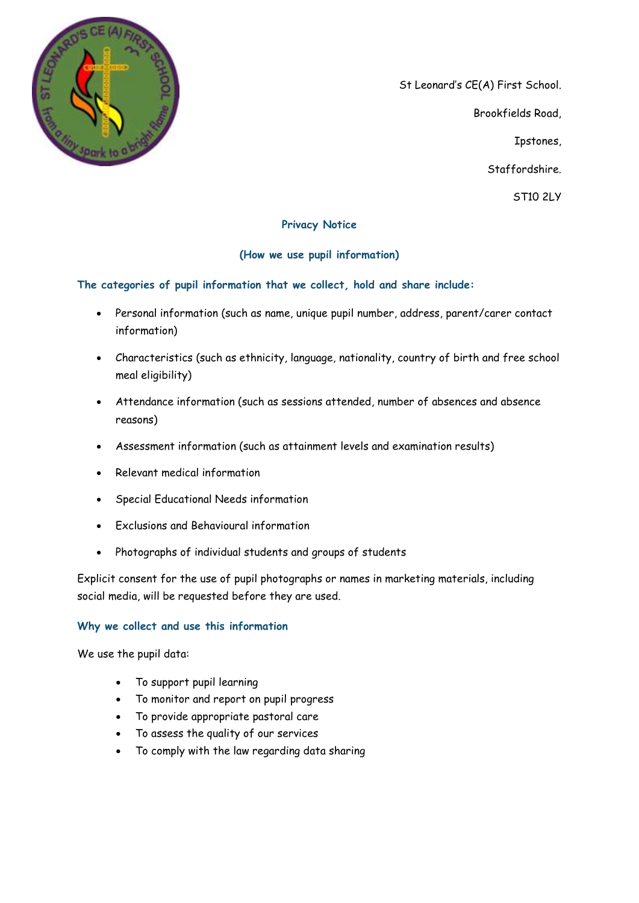St Leonard's CE(A) First School.

Brookfields Road,

Ipstones,

Staffordshire.

ST10 2LY

## Privacy Notice

## (How we use pupil information)

### The categories of pupil information that we collect, hold and share include:

- Personal information (such as name, unique pupil number, address, parent/carer contact information)
- Characteristics (such as ethnicity, language, nationality, country of birth and free school meal eligibility)
- Attendance information (such as sessions attended, number of absences and absence reasons)
- Assessment information (such as attainment levels and examination results)
- Relevant medical information
- Special Educational Needs information
- Exclusions and Behavioural information
- Photographs of individual students and groups of students

Explicit consent for the use of pupil photographs or names in marketing materials, including social media, will be requested before they are used.

### Why we collect and use this information

We use the pupil data:

- To support pupil learning
- To monitor and report on pupil progress
- To provide appropriate pastoral care
- To assess the quality of our services
- To comply with the law regarding data sharing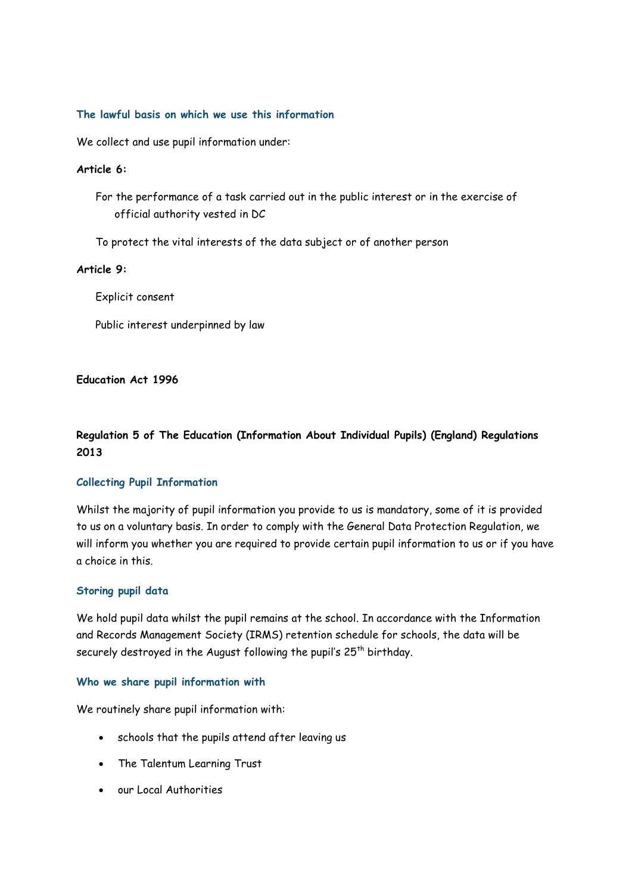### The lawful basis on which we use this information

We collect and use pupil information under:

**Article 6:**

For the performance of a task carried out in the public interest or in the exercise of official authority vested in DC

To protect the vital interests of the data subject or of another person

**Article 9:**

Explicit consent

Public interest underpinned by law

**Education Act 1996**

**Regulation 5 of The Education (Information About Individual Pupils) (England) Regulations 2013**

### Collecting Pupil Information

Whilst the majority of pupil information you provide to us is mandatory, some of it is provided to us on a voluntary basis. In order to comply with the General Data Protection Regulation, we will inform you whether you are required to provide certain pupil information to us or if you have a choice in this.

### Storing pupil data

We hold pupil data whilst the pupil remains at the school. In accordance with the Information and Records Management Society (IRMS) retention schedule for schools, the data will be securely destroyed in the August following the pupil's 25th birthday.

### Who we share pupil information with

We routinely share pupil information with:

- schools that the pupils attend after leaving us
- The Talentum Learning Trust
- our Local Authorities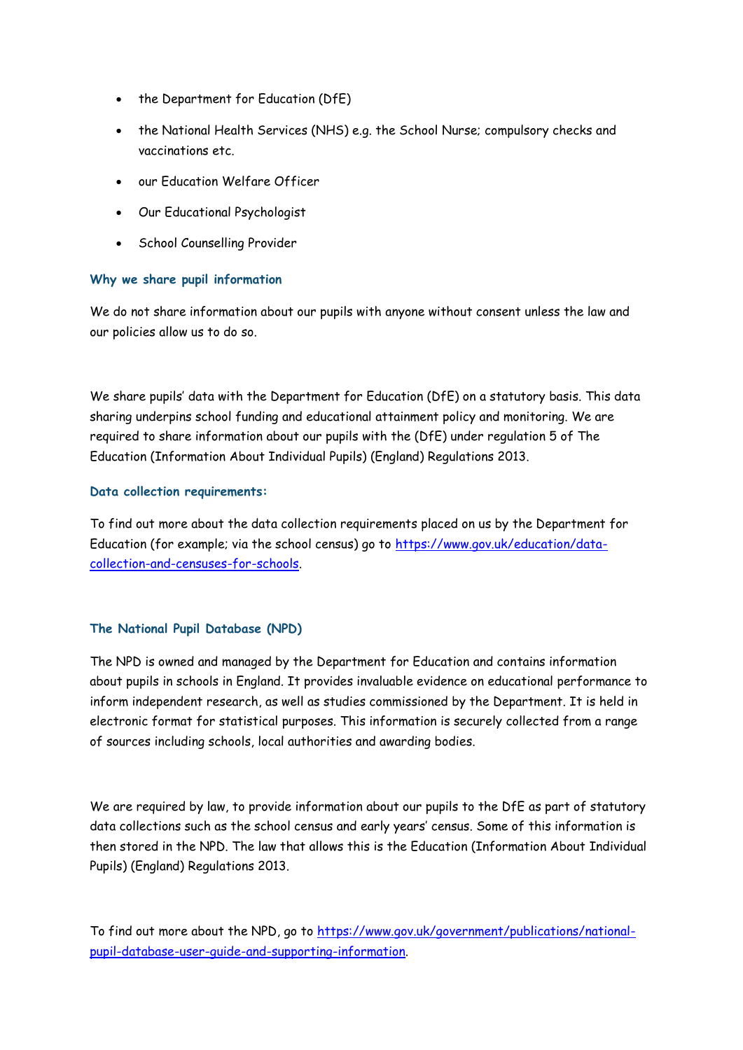- the Department for Education (DfE)
- the National Health Services (NHS) e.g. the School Nurse; compulsory checks and vaccinations etc.
- our Education Welfare Officer
- Our Educational Psychologist
- School Counselling Provider

### Why we share pupil information

We do not share information about our pupils with anyone without consent unless the law and our policies allow us to do so.

We share pupils' data with the Department for Education (DfE) on a statutory basis. This data sharing underpins school funding and educational attainment policy and monitoring. We are required to share information about our pupils with the (DfE) under regulation 5 of The Education (Information About Individual Pupils) (England) Regulations 2013.

### Data collection requirements:

To find out more about the data collection requirements placed on us by the Department for Education (for example; via the school census) go to [https://www.gov.uk/education/data-collection-and-censuses-for-schools](https://www.gov.uk/education/data-collection-and-censuses-for-schools).

### The National Pupil Database (NPD)

The NPD is owned and managed by the Department for Education and contains information about pupils in schools in England. It provides invaluable evidence on educational performance to inform independent research, as well as studies commissioned by the Department. It is held in electronic format for statistical purposes. This information is securely collected from a range of sources including schools, local authorities and awarding bodies.

We are required by law, to provide information about our pupils to the DfE as part of statutory data collections such as the school census and early years' census. Some of this information is then stored in the NPD. The law that allows this is the Education (Information About Individual Pupils) (England) Regulations 2013.

To find out more about the NPD, go to [https://www.gov.uk/government/publications/national-pupil-database-user-guide-and-supporting-information](https://www.gov.uk/government/publications/national-pupil-database-user-guide-and-supporting-information).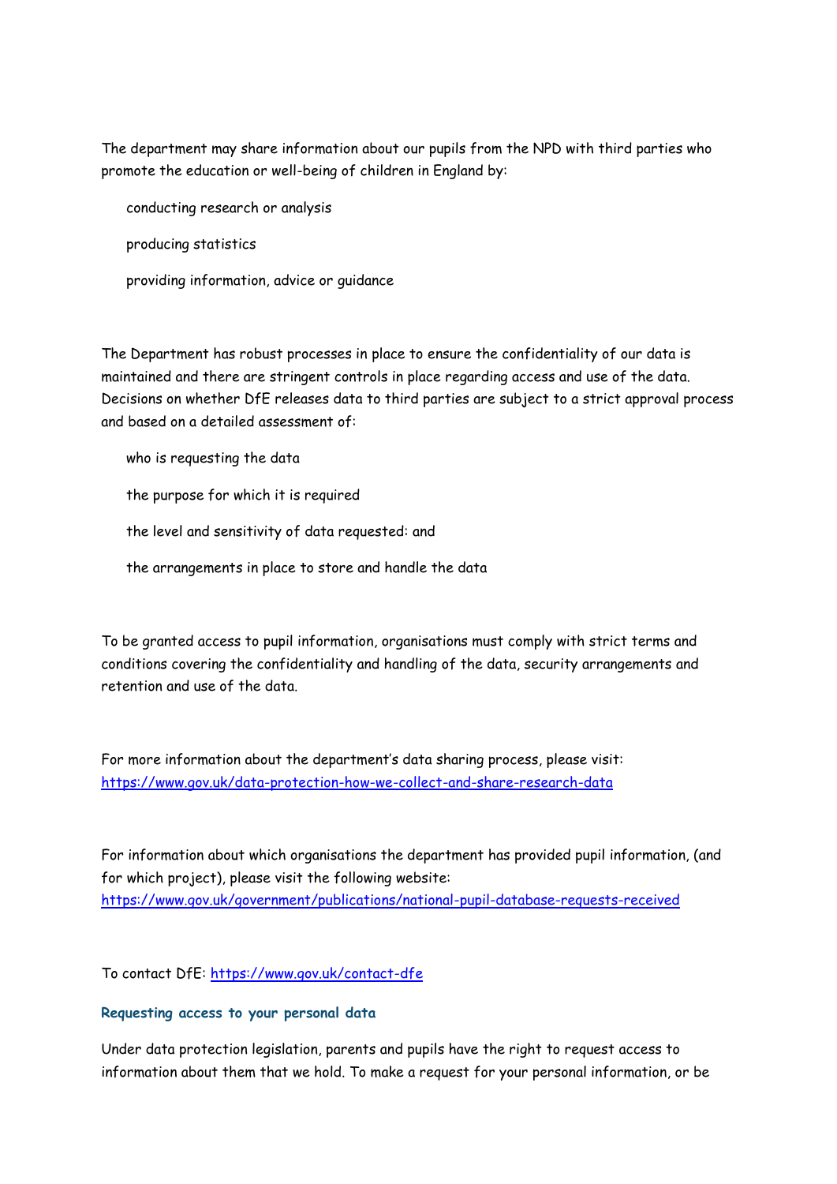The department may share information about our pupils from the NPD with third parties who promote the education or well-being of children in England by:

- conducting research or analysis
- producing statistics
- providing information, advice or guidance

The Department has robust processes in place to ensure the confidentiality of our data is maintained and there are stringent controls in place regarding access and use of the data. Decisions on whether DfE releases data to third parties are subject to a strict approval process and based on a detailed assessment of:

- who is requesting the data
- the purpose for which it is required
- the level and sensitivity of data requested: and
- the arrangements in place to store and handle the data

To be granted access to pupil information, organisations must comply with strict terms and conditions covering the confidentiality and handling of the data, security arrangements and retention and use of the data.

For more information about the department's data sharing process, please visit: https://www.gov.uk/data-protection-how-we-collect-and-share-research-data

For information about which organisations the department has provided pupil information, (and for which project), please visit the following website: https://www.gov.uk/government/publications/national-pupil-database-requests-received

To contact DfE: https://www.gov.uk/contact-dfe

### Requesting access to your personal data

Under data protection legislation, parents and pupils have the right to request access to information about them that we hold. To make a request for your personal information, or be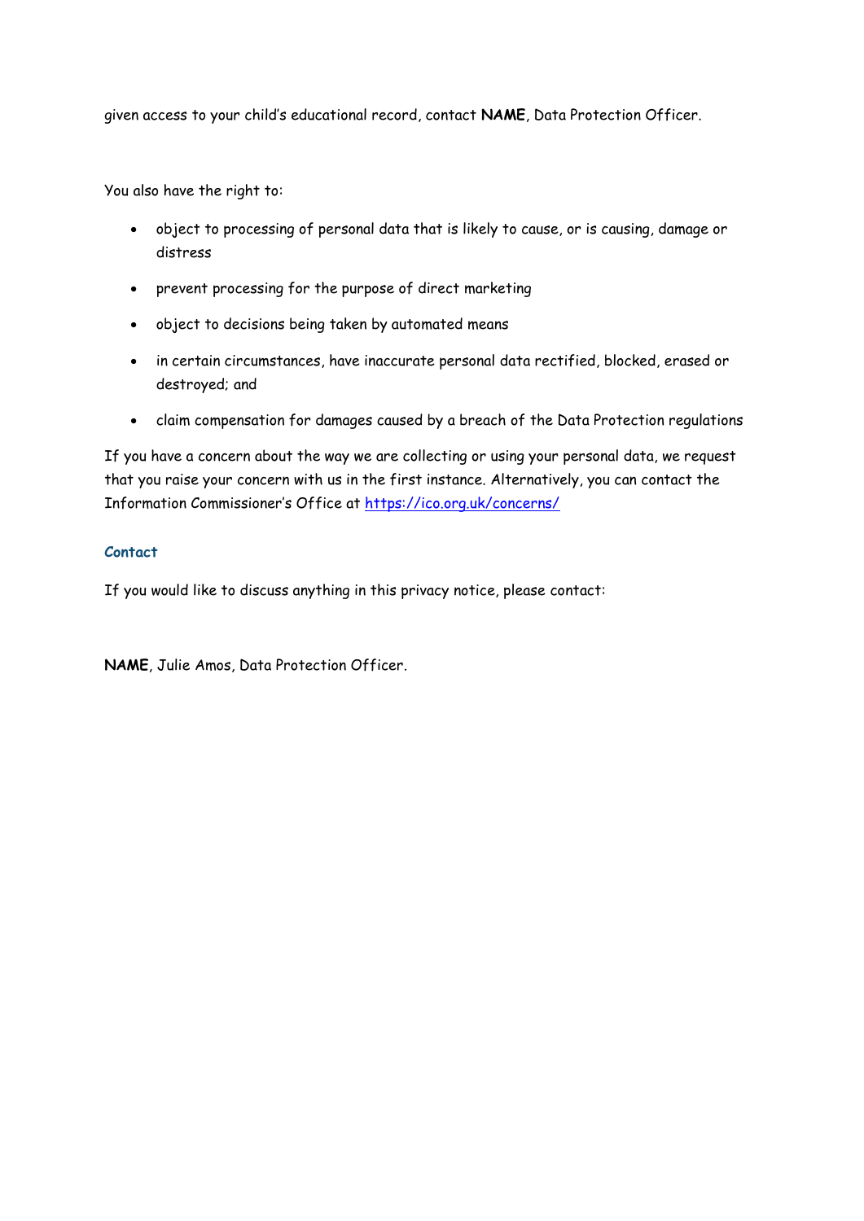given access to your child's educational record, contact **NAME**, Data Protection Officer.

You also have the right to:

- object to processing of personal data that is likely to cause, or is causing, damage or distress
- prevent processing for the purpose of direct marketing
- object to decisions being taken by automated means
- in certain circumstances, have inaccurate personal data rectified, blocked, erased or destroyed; and
- claim compensation for damages caused by a breach of the Data Protection regulations

If you have a concern about the way we are collecting or using your personal data, we request that you raise your concern with us in the first instance. Alternatively, you can contact the Information Commissioner's Office at https://ico.org.uk/concerns/

### Contact

If you would like to discuss anything in this privacy notice, please contact:

**NAME**, Julie Amos, Data Protection Officer.